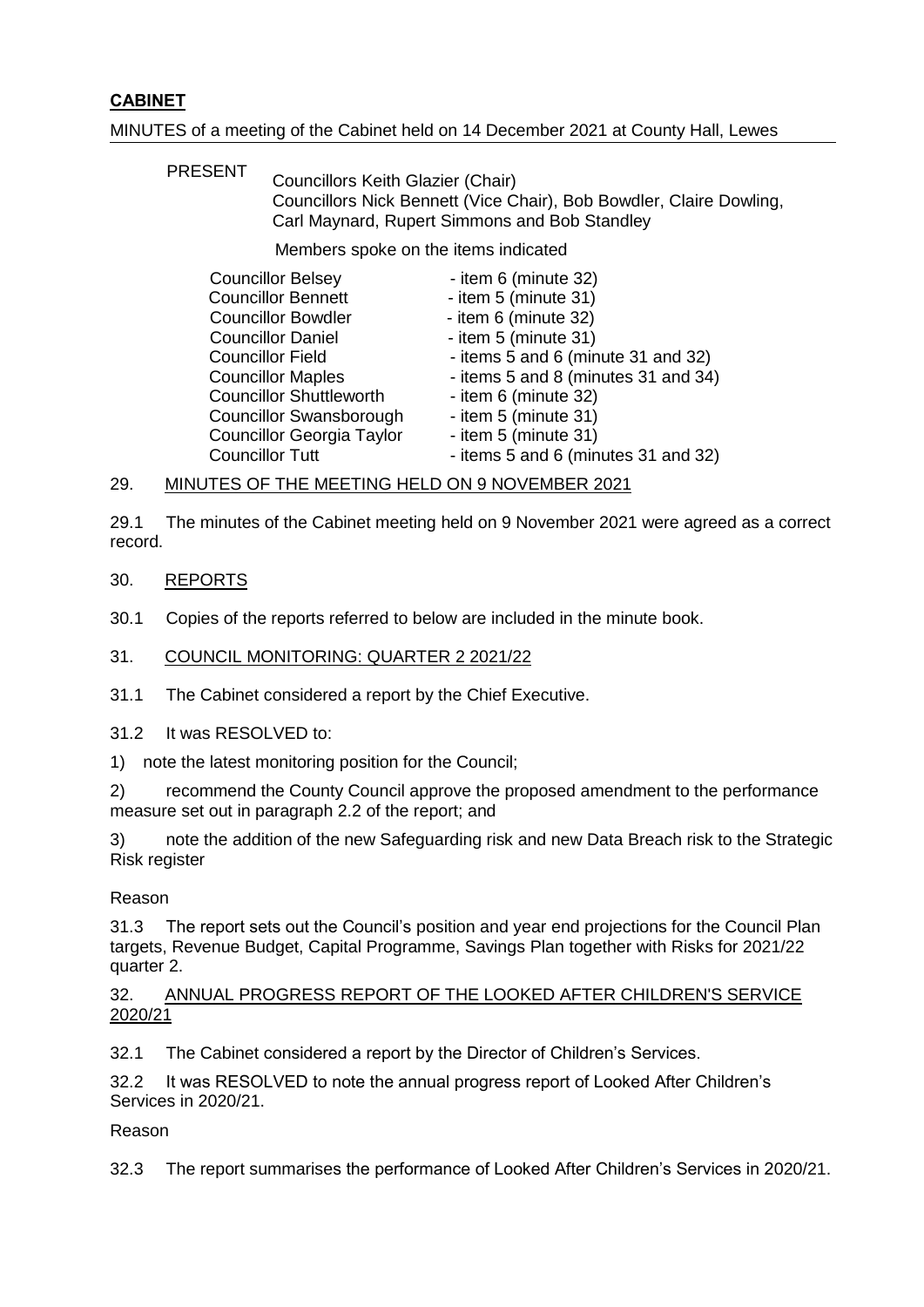## **CABINET**

MINUTES of a meeting of the Cabinet held on 14 December 2021 at County Hall, Lewes

PRESENT Councillors Keith Glazier (Chair)
Councillors Nick Bennett (Vice Chair), Bob Bowdler, Claire Dowling, Carl Maynard, Rupert Simmons and Bob Standley

Members spoke on the items indicated

| | |
|---|---|
| Councillor Belsey | - item 6 (minute 32) |
| Councillor Bennett | - item 5 (minute 31) |
| Councillor Bowdler | - item 6 (minute 32) |
| Councillor Daniel | - item 5 (minute 31) |
| Councillor Field | - items 5 and 6 (minute 31 and 32) |
| Councillor Maples | - items 5 and 8 (minutes 31 and 34) |
| Councillor Shuttleworth | - item 6 (minute 32) |
| Councillor Swansborough | - item 5 (minute 31) |
| Councillor Georgia Taylor | - item 5 (minute 31) |
| Councillor Tutt | - items 5 and 6 (minutes 31 and 32) |

29. MINUTES OF THE MEETING HELD ON 9 NOVEMBER 2021

29.1 The minutes of the Cabinet meeting held on 9 November 2021 were agreed as a correct record.

30. REPORTS

30.1 Copies of the reports referred to below are included in the minute book.

31. COUNCIL MONITORING: QUARTER 2 2021/22

31.1 The Cabinet considered a report by the Chief Executive.

31.2 It was RESOLVED to:

1) note the latest monitoring position for the Council;

2) recommend the County Council approve the proposed amendment to the performance measure set out in paragraph 2.2 of the report; and

3) note the addition of the new Safeguarding risk and new Data Breach risk to the Strategic Risk register

Reason

31.3 The report sets out the Council's position and year end projections for the Council Plan targets, Revenue Budget, Capital Programme, Savings Plan together with Risks for 2021/22 quarter 2.

32. ANNUAL PROGRESS REPORT OF THE LOOKED AFTER CHILDREN'S SERVICE 2020/21

32.1 The Cabinet considered a report by the Director of Children's Services.

32.2 It was RESOLVED to note the annual progress report of Looked After Children's Services in 2020/21.

Reason

32.3 The report summarises the performance of Looked After Children's Services in 2020/21.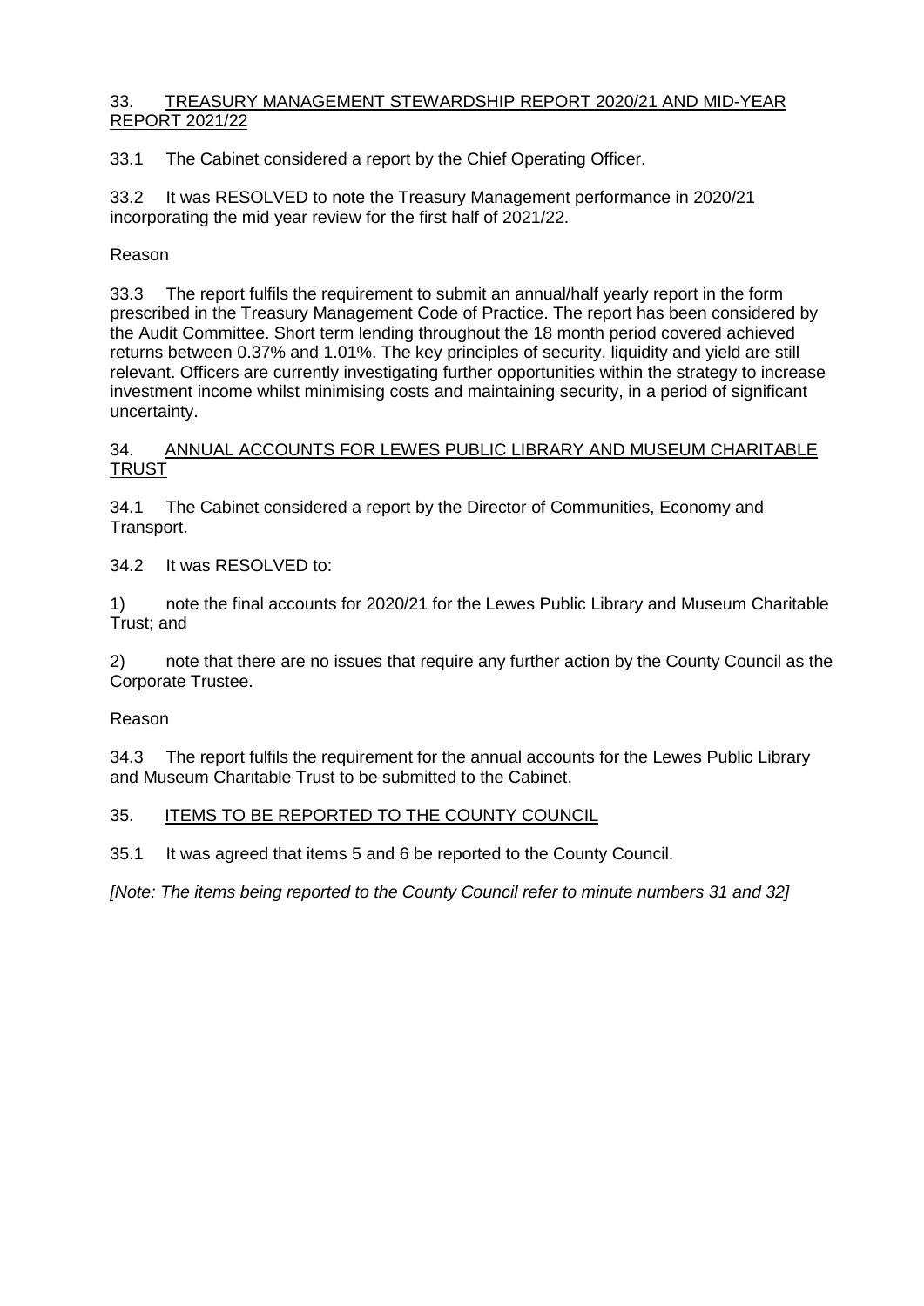## 33. TREASURY MANAGEMENT STEWARDSHIP REPORT 2020/21 AND MID-YEAR REPORT 2021/22

33.1 The Cabinet considered a report by the Chief Operating Officer.

33.2 It was RESOLVED to note the Treasury Management performance in 2020/21 incorporating the mid year review for the first half of 2021/22.

Reason

33.3 The report fulfils the requirement to submit an annual/half yearly report in the form prescribed in the Treasury Management Code of Practice. The report has been considered by the Audit Committee. Short term lending throughout the 18 month period covered achieved returns between 0.37% and 1.01%. The key principles of security, liquidity and yield are still relevant. Officers are currently investigating further opportunities within the strategy to increase investment income whilst minimising costs and maintaining security, in a period of significant uncertainty.

## 34. ANNUAL ACCOUNTS FOR LEWES PUBLIC LIBRARY AND MUSEUM CHARITABLE TRUST

34.1 The Cabinet considered a report by the Director of Communities, Economy and Transport.

34.2 It was RESOLVED to:

1) note the final accounts for 2020/21 for the Lewes Public Library and Museum Charitable Trust; and

2) note that there are no issues that require any further action by the County Council as the Corporate Trustee.

Reason

34.3 The report fulfils the requirement for the annual accounts for the Lewes Public Library and Museum Charitable Trust to be submitted to the Cabinet.

## 35. ITEMS TO BE REPORTED TO THE COUNTY COUNCIL

35.1 It was agreed that items 5 and 6 be reported to the County Council.

*[Note: The items being reported to the County Council refer to minute numbers 31 and 32]*